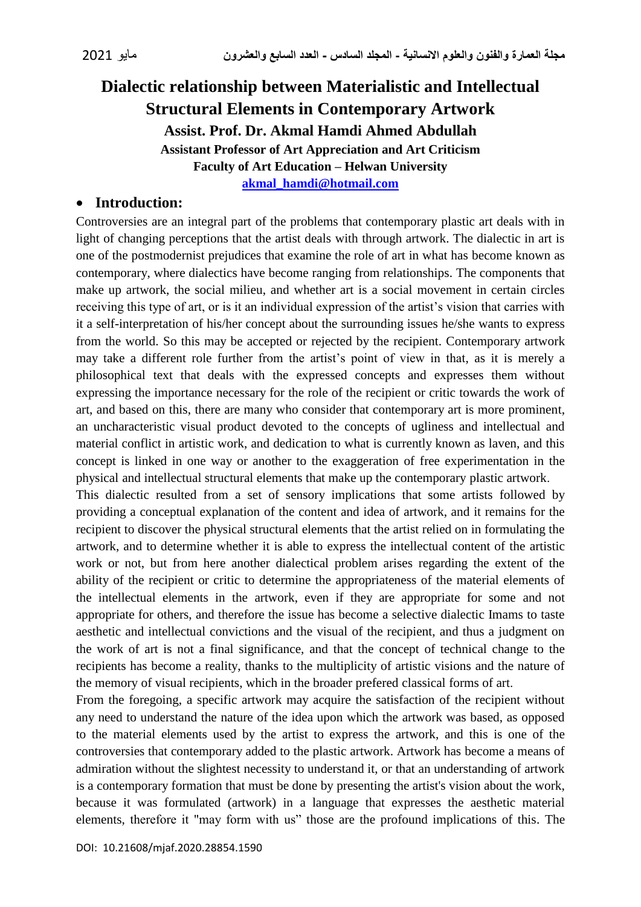# Dialectic relationship between Materialistic and Intellectual Structural Elements in Contemporary Artwork

**Assist. Prof. Dr. Akmal Hamdi Ahmed Abdullah**

**Assistant Professor of Art Appreciation and Art Criticism**

**Faculty of Art Education – Helwan University**

**akmal_hamdi@hotmail.com**

## Introduction:

Controversies are an integral part of the problems that contemporary plastic art deals with in light of changing perceptions that the artist deals with through artwork. The dialectic in art is one of the postmodernist prejudices that examine the role of art in what has become known as contemporary, where dialectics have become ranging from relationships. The components that make up artwork, the social milieu, and whether art is a social movement in certain circles receiving this type of art, or is it an individual expression of the artist's vision that carries with it a self-interpretation of his/her concept about the surrounding issues he/she wants to express from the world. So this may be accepted or rejected by the recipient. Contemporary artwork may take a different role further from the artist's point of view in that, as it is merely a philosophical text that deals with the expressed concepts and expresses them without expressing the importance necessary for the role of the recipient or critic towards the work of art, and based on this, there are many who consider that contemporary art is more prominent, an uncharacteristic visual product devoted to the concepts of ugliness and intellectual and material conflict in artistic work, and dedication to what is currently known as laven, and this concept is linked in one way or another to the exaggeration of free experimentation in the physical and intellectual structural elements that make up the contemporary plastic artwork.

This dialectic resulted from a set of sensory implications that some artists followed by providing a conceptual explanation of the content and idea of artwork, and it remains for the recipient to discover the physical structural elements that the artist relied on in formulating the artwork, and to determine whether it is able to express the intellectual content of the artistic work or not, but from here another dialectical problem arises regarding the extent of the ability of the recipient or critic to determine the appropriateness of the material elements of the intellectual elements in the artwork, even if they are appropriate for some and not appropriate for others, and therefore the issue has become a selective dialectic Imams to taste aesthetic and intellectual convictions and the visual of the recipient, and thus a judgment on the work of art is not a final significance, and that the concept of technical change to the recipients has become a reality, thanks to the multiplicity of artistic visions and the nature of the memory of visual recipients, which in the broader prefered classical forms of art.

From the foregoing, a specific artwork may acquire the satisfaction of the recipient without any need to understand the nature of the idea upon which the artwork was based, as opposed to the material elements used by the artist to express the artwork, and this is one of the controversies that contemporary added to the plastic artwork. Artwork has become a means of admiration without the slightest necessity to understand it, or that an understanding of artwork is a contemporary formation that must be done by presenting the artist's vision about the work, because it was formulated (artwork) in a language that expresses the aesthetic material elements, therefore it "may form with us" those are the profound implications of this. The

DOI: 10.21608/mjaf.2020.28854.1590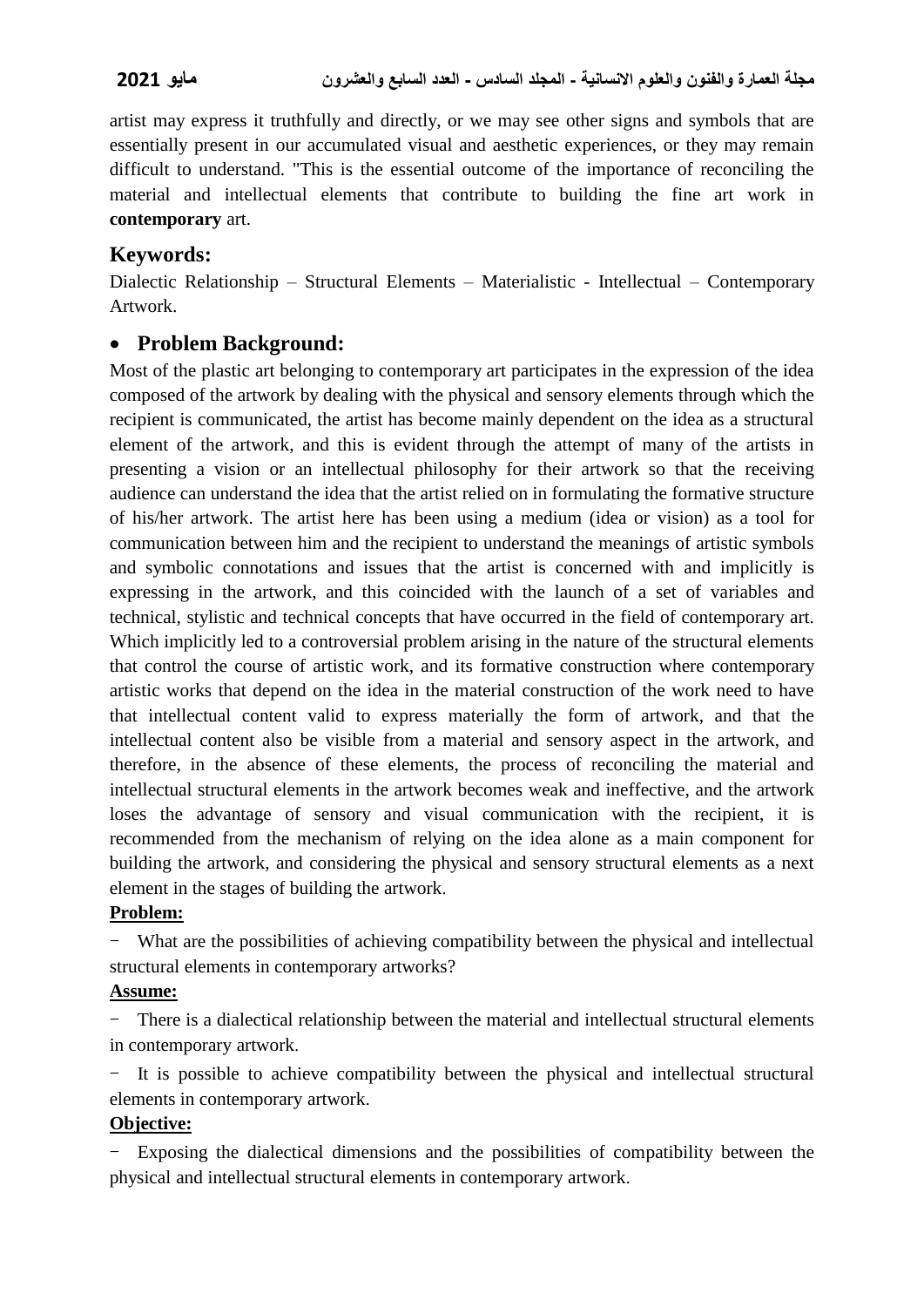artist may express it truthfully and directly, or we may see other signs and symbols that are essentially present in our accumulated visual and aesthetic experiences, or they may remain difficult to understand. "This is the essential outcome of the importance of reconciling the material and intellectual elements that contribute to building the fine art work in **contemporary** art.

## Keywords:

Dialectic Relationship – Structural Elements – Materialistic - Intellectual – Contemporary Artwork.

- ## Problem Background:

Most of the plastic art belonging to contemporary art participates in the expression of the idea composed of the artwork by dealing with the physical and sensory elements through which the recipient is communicated, the artist has become mainly dependent on the idea as a structural element of the artwork, and this is evident through the attempt of many of the artists in presenting a vision or an intellectual philosophy for their artwork so that the receiving audience can understand the idea that the artist relied on in formulating the formative structure of his/her artwork. The artist here has been using a medium (idea or vision) as a tool for communication between him and the recipient to understand the meanings of artistic symbols and symbolic connotations and issues that the artist is concerned with and implicitly is expressing in the artwork, and this coincided with the launch of a set of variables and technical, stylistic and technical concepts that have occurred in the field of contemporary art. Which implicitly led to a controversial problem arising in the nature of the structural elements that control the course of artistic work, and its formative construction where contemporary artistic works that depend on the idea in the material construction of the work need to have that intellectual content valid to express materially the form of artwork, and that the intellectual content also be visible from a material and sensory aspect in the artwork, and therefore, in the absence of these elements, the process of reconciling the material and intellectual structural elements in the artwork becomes weak and ineffective, and the artwork loses the advantage of sensory and visual communication with the recipient, it is recommended from the mechanism of relying on the idea alone as a main component for building the artwork, and considering the physical and sensory structural elements as a next element in the stages of building the artwork.

**Problem:**

- What are the possibilities of achieving compatibility between the physical and intellectual structural elements in contemporary artworks?

**Assume:**

- There is a dialectical relationship between the material and intellectual structural elements in contemporary artwork.
- It is possible to achieve compatibility between the physical and intellectual structural elements in contemporary artwork.

**Objective:**

- Exposing the dialectical dimensions and the possibilities of compatibility between the physical and intellectual structural elements in contemporary artwork.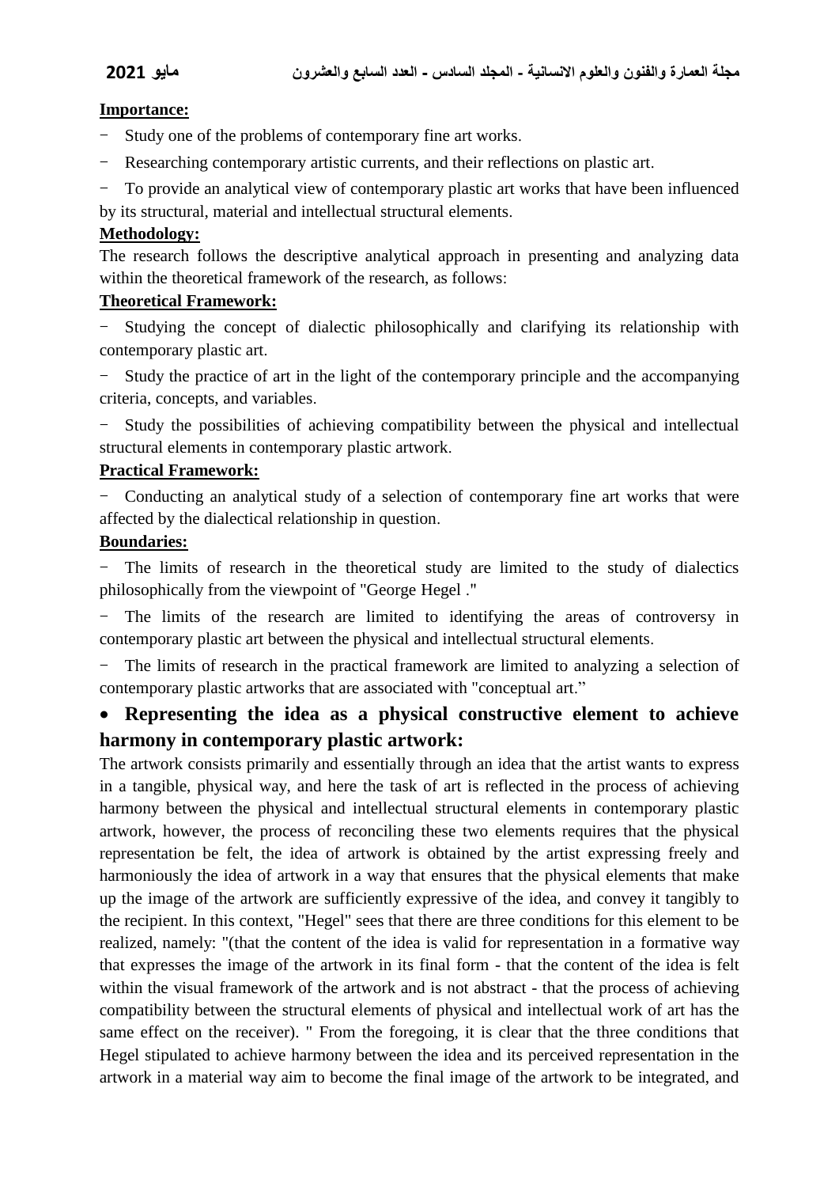**Importance:**

- Study one of the problems of contemporary fine art works.
- Researching contemporary artistic currents, and their reflections on plastic art.
- To provide an analytical view of contemporary plastic art works that have been influenced by its structural, material and intellectual structural elements.

**Methodology:**

The research follows the descriptive analytical approach in presenting and analyzing data within the theoretical framework of the research, as follows:

**Theoretical Framework:**

- Studying the concept of dialectic philosophically and clarifying its relationship with contemporary plastic art.
- Study the practice of art in the light of the contemporary principle and the accompanying criteria, concepts, and variables.
- Study the possibilities of achieving compatibility between the physical and intellectual structural elements in contemporary plastic artwork.

**Practical Framework:**

- Conducting an analytical study of a selection of contemporary fine art works that were affected by the dialectical relationship in question.

**Boundaries:**

- The limits of research in the theoretical study are limited to the study of dialectics philosophically from the viewpoint of "George Hegel ."
- The limits of the research are limited to identifying the areas of controversy in contemporary plastic art between the physical and intellectual structural elements.
- The limits of research in the practical framework are limited to analyzing a selection of contemporary plastic artworks that are associated with "conceptual art."

- **Representing the idea as a physical constructive element to achieve harmony in contemporary plastic artwork:**

The artwork consists primarily and essentially through an idea that the artist wants to express in a tangible, physical way, and here the task of art is reflected in the process of achieving harmony between the physical and intellectual structural elements in contemporary plastic artwork, however, the process of reconciling these two elements requires that the physical representation be felt, the idea of artwork is obtained by the artist expressing freely and harmoniously the idea of artwork in a way that ensures that the physical elements that make up the image of the artwork are sufficiently expressive of the idea, and convey it tangibly to the recipient. In this context, "Hegel" sees that there are three conditions for this element to be realized, namely: "(that the content of the idea is valid for representation in a formative way that expresses the image of the artwork in its final form - that the content of the idea is felt within the visual framework of the artwork and is not abstract - that the process of achieving compatibility between the structural elements of physical and intellectual work of art has the same effect on the receiver). " From the foregoing, it is clear that the three conditions that Hegel stipulated to achieve harmony between the idea and its perceived representation in the artwork in a material way aim to become the final image of the artwork to be integrated, and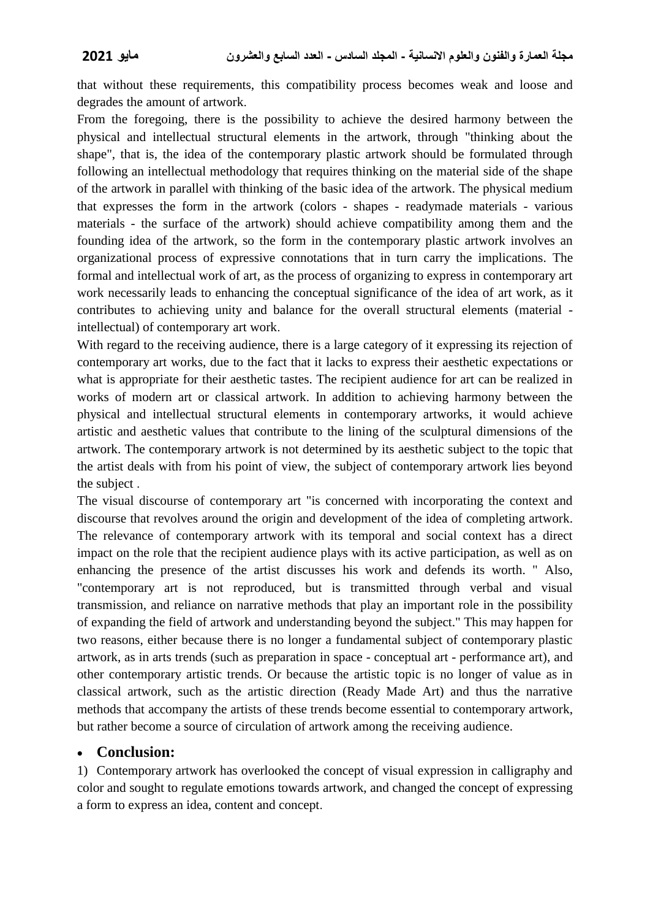that without these requirements, this compatibility process becomes weak and loose and degrades the amount of artwork.

From the foregoing, there is the possibility to achieve the desired harmony between the physical and intellectual structural elements in the artwork, through "thinking about the shape", that is, the idea of the contemporary plastic artwork should be formulated through following an intellectual methodology that requires thinking on the material side of the shape of the artwork in parallel with thinking of the basic idea of the artwork. The physical medium that expresses the form in the artwork (colors - shapes - readymade materials - various materials - the surface of the artwork) should achieve compatibility among them and the founding idea of the artwork, so the form in the contemporary plastic artwork involves an organizational process of expressive connotations that in turn carry the implications. The formal and intellectual work of art, as the process of organizing to express in contemporary art work necessarily leads to enhancing the conceptual significance of the idea of art work, as it contributes to achieving unity and balance for the overall structural elements (material - intellectual) of contemporary art work.

With regard to the receiving audience, there is a large category of it expressing its rejection of contemporary art works, due to the fact that it lacks to express their aesthetic expectations or what is appropriate for their aesthetic tastes. The recipient audience for art can be realized in works of modern art or classical artwork. In addition to achieving harmony between the physical and intellectual structural elements in contemporary artworks, it would achieve artistic and aesthetic values that contribute to the lining of the sculptural dimensions of the artwork. The contemporary artwork is not determined by its aesthetic subject to the topic that the artist deals with from his point of view, the subject of contemporary artwork lies beyond the subject .

The visual discourse of contemporary art "is concerned with incorporating the context and discourse that revolves around the origin and development of the idea of completing artwork. The relevance of contemporary artwork with its temporal and social context has a direct impact on the role that the recipient audience plays with its active participation, as well as on enhancing the presence of the artist discusses his work and defends its worth. " Also, "contemporary art is not reproduced, but is transmitted through verbal and visual transmission, and reliance on narrative methods that play an important role in the possibility of expanding the field of artwork and understanding beyond the subject." This may happen for two reasons, either because there is no longer a fundamental subject of contemporary plastic artwork, as in arts trends (such as preparation in space - conceptual art - performance art), and other contemporary artistic trends. Or because the artistic topic is no longer of value as in classical artwork, such as the artistic direction (Ready Made Art) and thus the narrative methods that accompany the artists of these trends become essential to contemporary artwork, but rather become a source of circulation of artwork among the receiving audience.

- **Conclusion:**

1) Contemporary artwork has overlooked the concept of visual expression in calligraphy and color and sought to regulate emotions towards artwork, and changed the concept of expressing a form to express an idea, content and concept.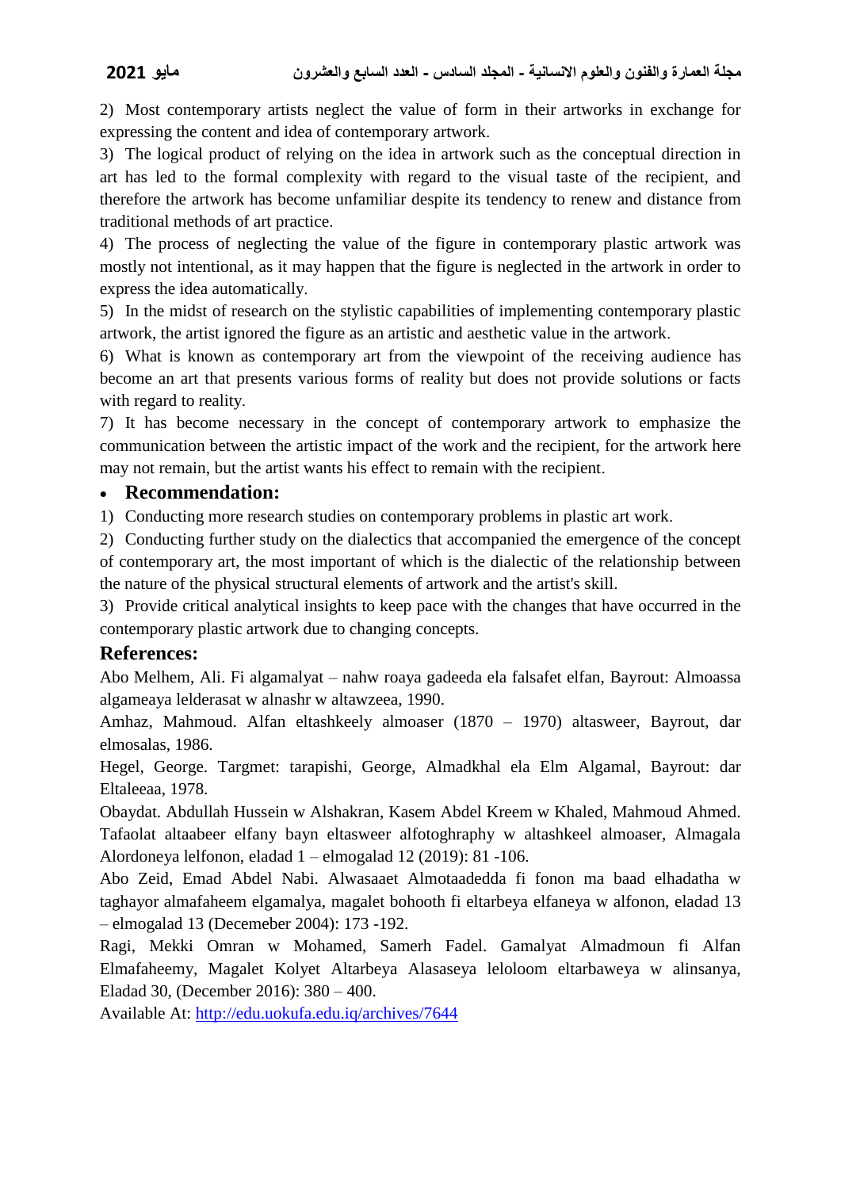2) Most contemporary artists neglect the value of form in their artworks in exchange for expressing the content and idea of contemporary artwork.

3) The logical product of relying on the idea in artwork such as the conceptual direction in art has led to the formal complexity with regard to the visual taste of the recipient, and therefore the artwork has become unfamiliar despite its tendency to renew and distance from traditional methods of art practice.

4) The process of neglecting the value of the figure in contemporary plastic artwork was mostly not intentional, as it may happen that the figure is neglected in the artwork in order to express the idea automatically.

5) In the midst of research on the stylistic capabilities of implementing contemporary plastic artwork, the artist ignored the figure as an artistic and aesthetic value in the artwork.

6) What is known as contemporary art from the viewpoint of the receiving audience has become an art that presents various forms of reality but does not provide solutions or facts with regard to reality.

7) It has become necessary in the concept of contemporary artwork to emphasize the communication between the artistic impact of the work and the recipient, for the artwork here may not remain, but the artist wants his effect to remain with the recipient.

- **Recommendation:**

1) Conducting more research studies on contemporary problems in plastic art work.

2) Conducting further study on the dialectics that accompanied the emergence of the concept of contemporary art, the most important of which is the dialectic of the relationship between the nature of the physical structural elements of artwork and the artist's skill.

3) Provide critical analytical insights to keep pace with the changes that have occurred in the contemporary plastic artwork due to changing concepts.

## References:

Abo Melhem, Ali. Fi algamalyat – nahw roaya gadeeda ela falsafet elfan, Bayrout: Almoassa algameaya lelderasat w alnashr w altawzeea, 1990.

Amhaz, Mahmoud. Alfan eltashkeely almoaser (1870 – 1970) altasweer, Bayrout, dar elmosalas, 1986.

Hegel, George. Targmet: tarapishi, George, Almadkhal ela Elm Algamal, Bayrout: dar Eltaleeaa, 1978.

Obaydat. Abdullah Hussein w Alshakran, Kasem Abdel Kreem w Khaled, Mahmoud Ahmed. Tafaolat altaabeer elfany bayn eltasweer alfotoghraphy w altashkeel almoaser, Almagala Alordoneya lelfonon, eladad 1 – elmogalad 12 (2019): 81 -106.

Abo Zeid, Emad Abdel Nabi. Alwasaaet Almotaadedda fi fonon ma baad elhadatha w taghayor almafaheem elgamalya, magalet bohooth fi eltarbeya elfaneya w alfonon, eladad 13 – elmogalad 13 (Decemeber 2004): 173 -192.

Ragi, Mekki Omran w Mohamed, Samerh Fadel. Gamalyat Almadmoun fi Alfan Elmafaheemy, Magalet Kolyet Altarbeya Alasaseya leloloom eltarbaweya w alinsanya, Eladad 30, (December 2016): 380 – 400.

Available At: [http://edu.uokufa.edu.iq/archives/7644](http://edu.uokufa.edu.iq/archives/7644)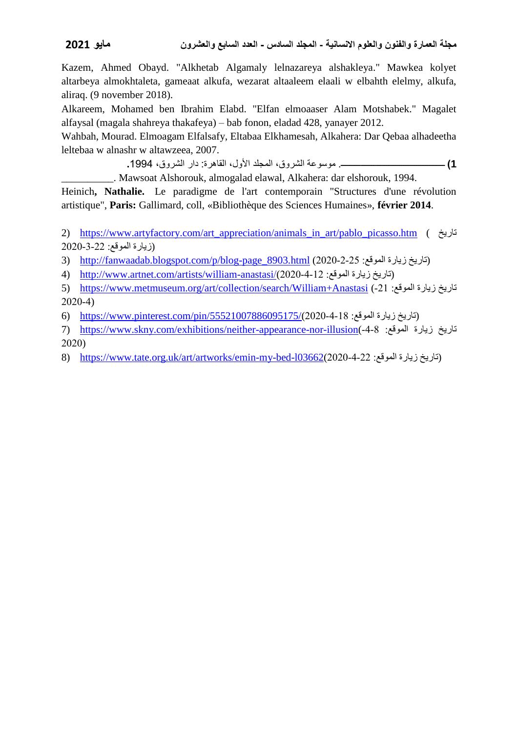Kazem, Ahmed Obayd. "Alkhetab Algamaly lelnazareya alshakleya." Mawkea kolyet altarbeya almokhtaleta, gameaat alkufa, wezarat altaaleem elaali w elbahth elelmy, alkufa, aliraq. (9 november 2018).

Alkareem, Mohamed ben Ibrahim Elabd. "Elfan elmoaaser Alam Motshabek." Magalet alfaysal (magala shahreya thakafeya) – bab fonon, eladad 428, yanayer 2012.

Wahbah, Mourad. Elmoagam Elfalsafy, Eltabaa Elkhamesah, Alkahera: Dar Qebaa alhadeetha leltebaa w alnashr w altawzeea, 2007.

**(1** ـــــــــــــــــــــــــــــــــــ. موسوعة الشروق، المجلد الأول، القاهرة: دار الشروق، 1994.

__________. Mawsoat Alshorouk, almogalad elawal, Alkahera: dar elshorouk, 1994.

Heinich**, Nathalie.** Le paradigme de l'art contemporain "Structures d'une révolution artistique", **Paris:** Gallimard, coll, «Bibliothèque des Sciences Humaines», **février 2014**.

2) https://www.artyfactory.com/art_appreciation/animals_in_art/pablo_picasso.htm (تاريخ زيارة الموقع: 22-3-2020)

3) http://fanwaadab.blogspot.com/p/blog-page_8903.html (تاريخ زيارة الموقع: 25-2-2020)

4) http://www.artnet.com/artists/william-anastasi/(تاريخ زيارة الموقع: 12-4-2020)

5) https://www.metmuseum.org/art/collection/search/William+Anastasi (تاريخ زيارة الموقع: 21-4-2020)

6) https://www.pinterest.com/pin/555210078860951​75/(تاريخ زيارة الموقع: 18-4-2020)

7) https://www.skny.com/exhibitions/neither-appearance-nor-illusion(تاريخ زيارة الموقع: 8-4-2020)

8) https://www.tate.org.uk/art/artworks/emin-my-bed-l03662(تاريخ زيارة الموقع: 22-4-2020)